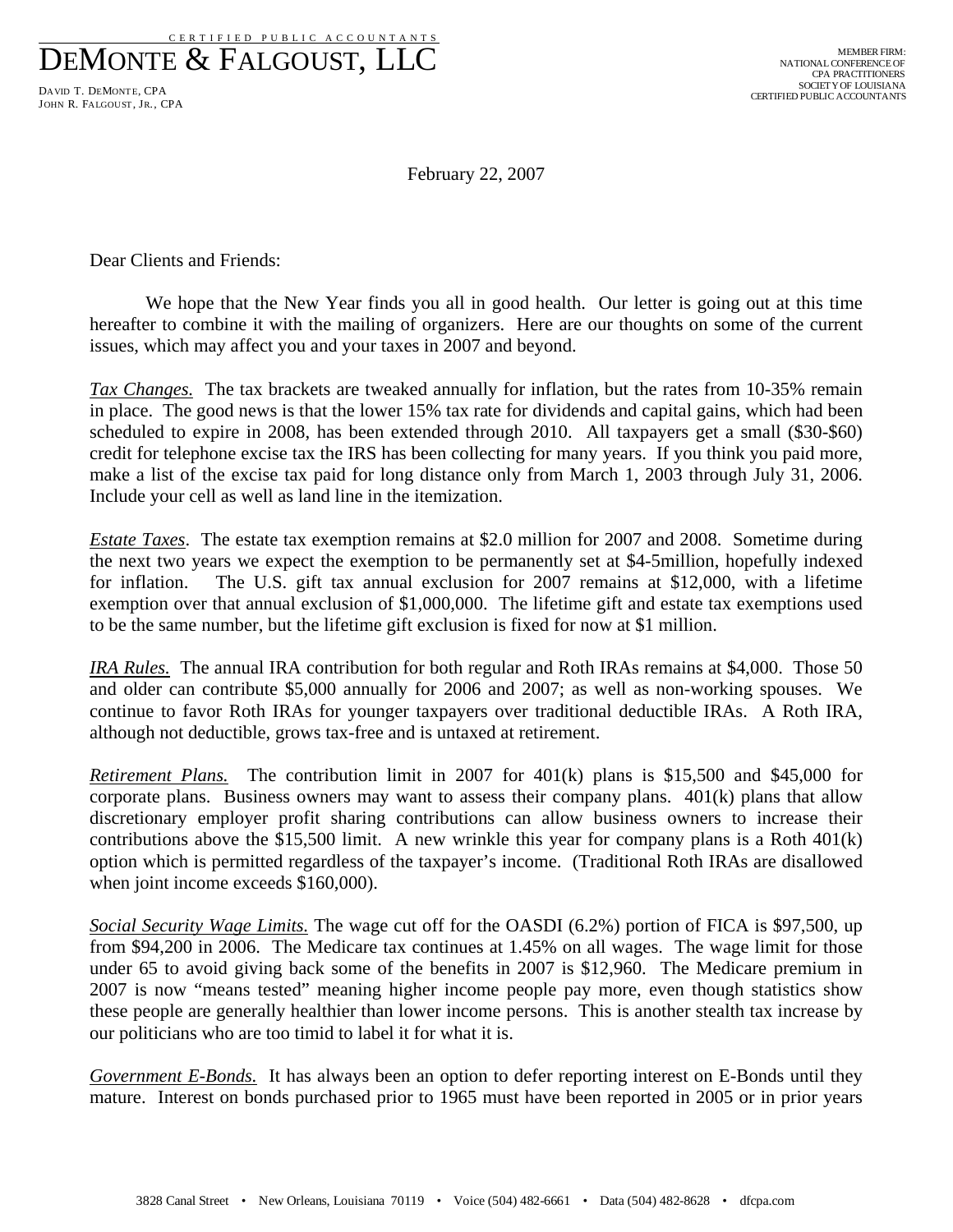CERTIFIED PUBLIC ACCOUNTANTS

# DEMONTE & FALGOUST, LLC

DAVID T. DEMONTE, CPA
JOHN R. FALGOUST, JR., CPA

MEMBER FIRM:
NATIONAL CONFERENCE OF
CPA PRACTITIONERS
SOCIETY OF LOUISIANA
CERTIFIED PUBLIC ACCOUNTANTS

February 22, 2007

Dear Clients and Friends:

We hope that the New Year finds you all in good health. Our letter is going out at this time hereafter to combine it with the mailing of organizers. Here are our thoughts on some of the current issues, which may affect you and your taxes in 2007 and beyond.

*Tax Changes.* The tax brackets are tweaked annually for inflation, but the rates from 10-35% remain in place. The good news is that the lower 15% tax rate for dividends and capital gains, which had been scheduled to expire in 2008, has been extended through 2010. All taxpayers get a small ($30-$60) credit for telephone excise tax the IRS has been collecting for many years. If you think you paid more, make a list of the excise tax paid for long distance only from March 1, 2003 through July 31, 2006. Include your cell as well as land line in the itemization.

*Estate Taxes*. The estate tax exemption remains at $2.0 million for 2007 and 2008. Sometime during the next two years we expect the exemption to be permanently set at $4-5million, hopefully indexed for inflation. The U.S. gift tax annual exclusion for 2007 remains at $12,000, with a lifetime exemption over that annual exclusion of $1,000,000. The lifetime gift and estate tax exemptions used to be the same number, but the lifetime gift exclusion is fixed for now at $1 million.

*IRA Rules.* The annual IRA contribution for both regular and Roth IRAs remains at $4,000. Those 50 and older can contribute $5,000 annually for 2006 and 2007; as well as non-working spouses. We continue to favor Roth IRAs for younger taxpayers over traditional deductible IRAs. A Roth IRA, although not deductible, grows tax-free and is untaxed at retirement.

*Retirement Plans.* The contribution limit in 2007 for 401(k) plans is $15,500 and $45,000 for corporate plans. Business owners may want to assess their company plans. 401(k) plans that allow discretionary employer profit sharing contributions can allow business owners to increase their contributions above the $15,500 limit. A new wrinkle this year for company plans is a Roth 401(k) option which is permitted regardless of the taxpayer's income. (Traditional Roth IRAs are disallowed when joint income exceeds $160,000).

*Social Security Wage Limits.* The wage cut off for the OASDI (6.2%) portion of FICA is $97,500, up from $94,200 in 2006. The Medicare tax continues at 1.45% on all wages. The wage limit for those under 65 to avoid giving back some of the benefits in 2007 is $12,960. The Medicare premium in 2007 is now "means tested" meaning higher income people pay more, even though statistics show these people are generally healthier than lower income persons. This is another stealth tax increase by our politicians who are too timid to label it for what it is.

*Government E-Bonds.* It has always been an option to defer reporting interest on E-Bonds until they mature. Interest on bonds purchased prior to 1965 must have been reported in 2005 or in prior years

3828 Canal Street • New Orleans, Louisiana 70119 • Voice (504) 482-6661 • Data (504) 482-8628 • dfcpa.com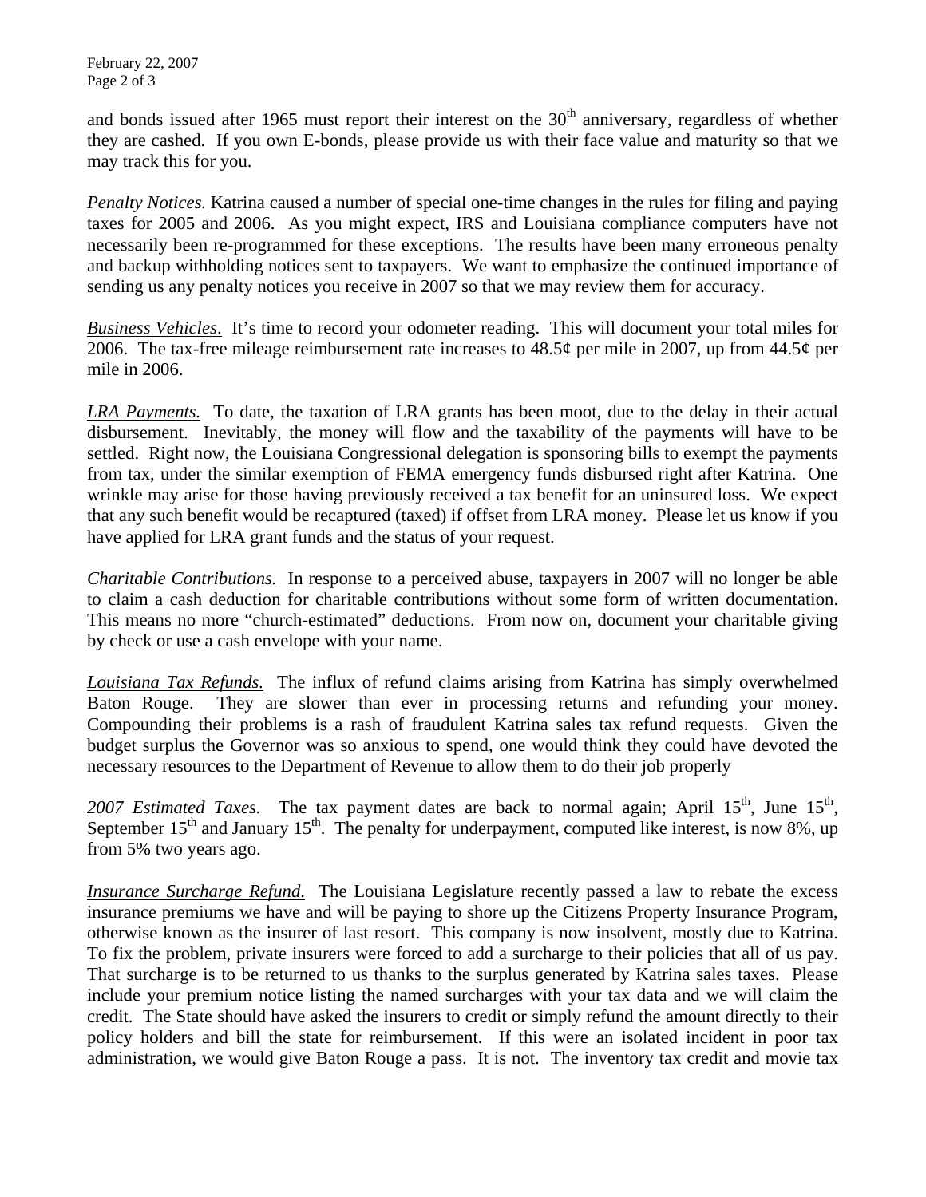and bonds issued after 1965 must report their interest on the 30th anniversary, regardless of whether they are cashed. If you own E-bonds, please provide us with their face value and maturity so that we may track this for you.

*Penalty Notices.* Katrina caused a number of special one-time changes in the rules for filing and paying taxes for 2005 and 2006. As you might expect, IRS and Louisiana compliance computers have not necessarily been re-programmed for these exceptions. The results have been many erroneous penalty and backup withholding notices sent to taxpayers. We want to emphasize the continued importance of sending us any penalty notices you receive in 2007 so that we may review them for accuracy.

*Business Vehicles*. It's time to record your odometer reading. This will document your total miles for 2006. The tax-free mileage reimbursement rate increases to 48.5¢ per mile in 2007, up from 44.5¢ per mile in 2006.

*LRA Payments.* To date, the taxation of LRA grants has been moot, due to the delay in their actual disbursement. Inevitably, the money will flow and the taxability of the payments will have to be settled. Right now, the Louisiana Congressional delegation is sponsoring bills to exempt the payments from tax, under the similar exemption of FEMA emergency funds disbursed right after Katrina. One wrinkle may arise for those having previously received a tax benefit for an uninsured loss. We expect that any such benefit would be recaptured (taxed) if offset from LRA money. Please let us know if you have applied for LRA grant funds and the status of your request.

*Charitable Contributions.* In response to a perceived abuse, taxpayers in 2007 will no longer be able to claim a cash deduction for charitable contributions without some form of written documentation. This means no more "church-estimated" deductions. From now on, document your charitable giving by check or use a cash envelope with your name.

*Louisiana Tax Refunds.* The influx of refund claims arising from Katrina has simply overwhelmed Baton Rouge. They are slower than ever in processing returns and refunding your money. Compounding their problems is a rash of fraudulent Katrina sales tax refund requests. Given the budget surplus the Governor was so anxious to spend, one would think they could have devoted the necessary resources to the Department of Revenue to allow them to do their job properly

*2007 Estimated Taxes.* The tax payment dates are back to normal again; April 15th, June 15th, September 15th and January 15th. The penalty for underpayment, computed like interest, is now 8%, up from 5% two years ago.

*Insurance Surcharge Refund.* The Louisiana Legislature recently passed a law to rebate the excess insurance premiums we have and will be paying to shore up the Citizens Property Insurance Program, otherwise known as the insurer of last resort. This company is now insolvent, mostly due to Katrina. To fix the problem, private insurers were forced to add a surcharge to their policies that all of us pay. That surcharge is to be returned to us thanks to the surplus generated by Katrina sales taxes. Please include your premium notice listing the named surcharges with your tax data and we will claim the credit. The State should have asked the insurers to credit or simply refund the amount directly to their policy holders and bill the state for reimbursement. If this were an isolated incident in poor tax administration, we would give Baton Rouge a pass. It is not. The inventory tax credit and movie tax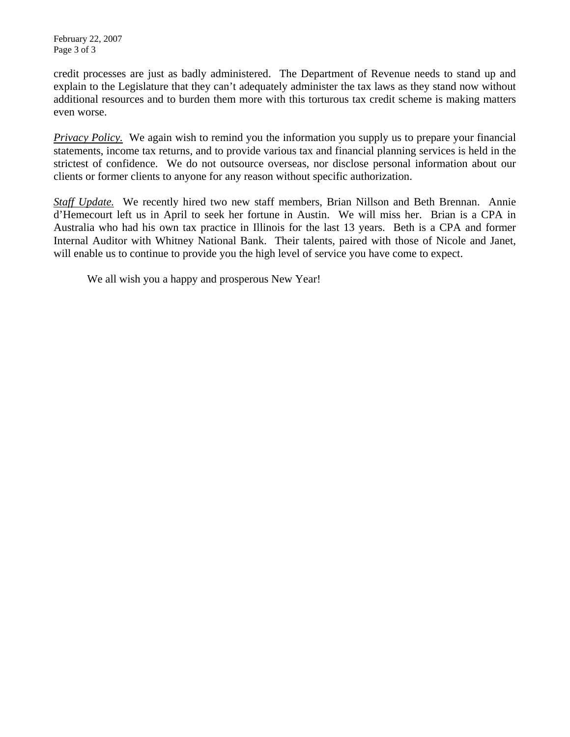credit processes are just as badly administered. The Department of Revenue needs to stand up and explain to the Legislature that they can't adequately administer the tax laws as they stand now without additional resources and to burden them more with this torturous tax credit scheme is making matters even worse.

*Privacy Policy.* We again wish to remind you the information you supply us to prepare your financial statements, income tax returns, and to provide various tax and financial planning services is held in the strictest of confidence. We do not outsource overseas, nor disclose personal information about our clients or former clients to anyone for any reason without specific authorization.

*Staff Update.* We recently hired two new staff members, Brian Nillson and Beth Brennan. Annie d'Hemecourt left us in April to seek her fortune in Austin. We will miss her. Brian is a CPA in Australia who had his own tax practice in Illinois for the last 13 years. Beth is a CPA and former Internal Auditor with Whitney National Bank. Their talents, paired with those of Nicole and Janet, will enable us to continue to provide you the high level of service you have come to expect.

We all wish you a happy and prosperous New Year!